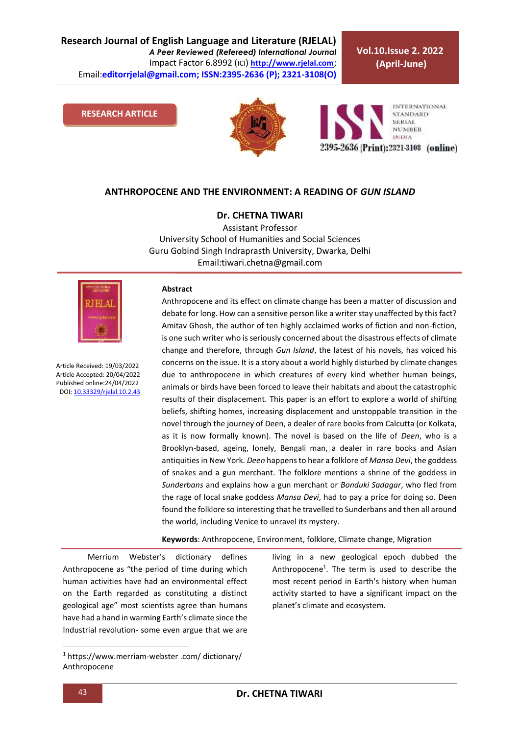# ANTHROPOCENE AND THE ENVIRONMENT: A READING OF *GUN ISLAND*

**Dr. CHETNA TIWARI**

Assistant Professor
University School of Humanities and Social Sciences
Guru Gobind Singh Indraprasth University, Dwarka, Delhi
Email:tiwari.chetna@gmail.com

Article Received: 19/03/2022
Article Accepted: 20/04/2022
Published online:24/04/2022
DOI: 10.33329/rjelal.10.2.43

**RESEARCH ARTICLE**

## Abstract

Anthropocene and its effect on climate change has been a matter of discussion and debate for long. How can a sensitive person like a writer stay unaffected by this fact? Amitav Ghosh, the author of ten highly acclaimed works of fiction and non-fiction, is one such writer who is seriously concerned about the disastrous effects of climate change and therefore, through *Gun Island*, the latest of his novels, has voiced his concerns on the issue. It is a story about a world highly disturbed by climate changes due to anthropocene in which creatures of every kind whether human beings, animals or birds have been forced to leave their habitats and about the catastrophic results of their displacement. This paper is an effort to explore a world of shifting beliefs, shifting homes, increasing displacement and unstoppable transition in the novel through the journey of Deen, a dealer of rare books from Calcutta (or Kolkata, as it is now formally known). The novel is based on the life of *Deen*, who is a Brooklyn-based, ageing, lonely, Bengali man, a dealer in rare books and Asian antiquities in New York. *Deen* happens to hear a folklore of *Mansa Devi*, the goddess of snakes and a gun merchant. The folklore mentions a shrine of the goddess in *Sunderbans* and explains how a gun merchant or *Bonduki Sadagar*, who fled from the rage of local snake goddess *Mansa Devi*, had to pay a price for doing so. Deen found the folklore so interesting that he travelled to Sunderbans and then all around the world, including Venice to unravel its mystery.

**Keywords**: Anthropocene, Environment, folklore, Climate change, Migration

Merrium Webster's dictionary defines Anthropocene as "the period of time during which human activities have had an environmental effect on the Earth regarded as constituting a distinct geological age" most scientists agree than humans have had a hand in warming Earth's climate since the Industrial revolution- some even argue that we are living in a new geological epoch dubbed the Anthropocene[1]. The term is used to describe the most recent period in Earth's history when human activity started to have a significant impact on the planet's climate and ecosystem.

---

[1] https://www.merriam-webster .com/ dictionary/ Anthropocene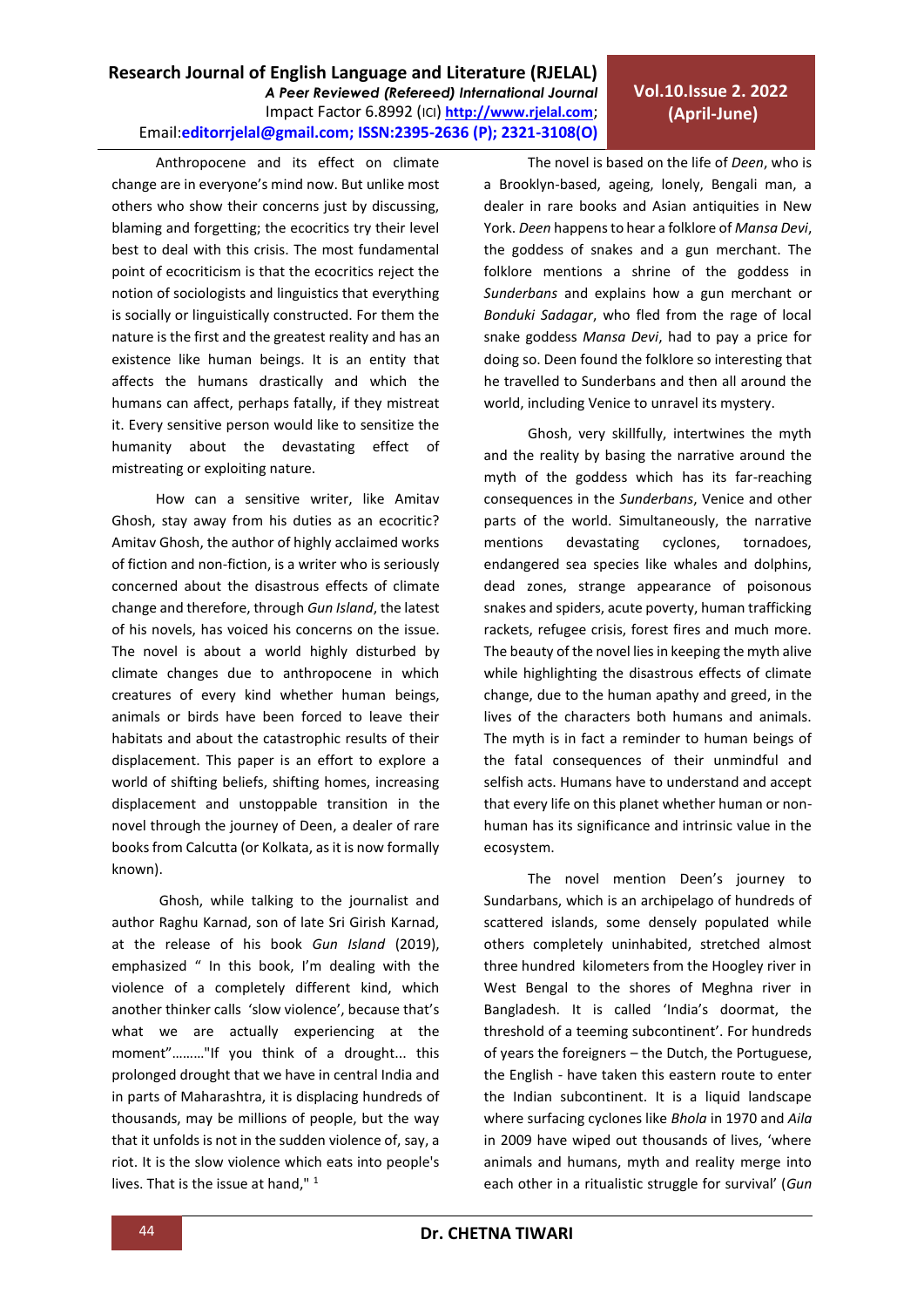Anthropocene and its effect on climate change are in everyone's mind now. But unlike most others who show their concerns just by discussing, blaming and forgetting; the ecocritics try their level best to deal with this crisis. The most fundamental point of ecocriticism is that the ecocritics reject the notion of sociologists and linguistics that everything is socially or linguistically constructed. For them the nature is the first and the greatest reality and has an existence like human beings. It is an entity that affects the humans drastically and which the humans can affect, perhaps fatally, if they mistreat it. Every sensitive person would like to sensitize the humanity about the devastating effect of mistreating or exploiting nature.

How can a sensitive writer, like Amitav Ghosh, stay away from his duties as an ecocritic? Amitav Ghosh, the author of highly acclaimed works of fiction and non-fiction, is a writer who is seriously concerned about the disastrous effects of climate change and therefore, through *Gun Island*, the latest of his novels, has voiced his concerns on the issue. The novel is about a world highly disturbed by climate changes due to anthropocene in which creatures of every kind whether human beings, animals or birds have been forced to leave their habitats and about the catastrophic results of their displacement. This paper is an effort to explore a world of shifting beliefs, shifting homes, increasing displacement and unstoppable transition in the novel through the journey of Deen, a dealer of rare books from Calcutta (or Kolkata, as it is now formally known).

Ghosh, while talking to the journalist and author Raghu Karnad, son of late Sri Girish Karnad, at the release of his book *Gun Island* (2019), emphasized " In this book, I'm dealing with the violence of a completely different kind, which another thinker calls 'slow violence', because that's what we are actually experiencing at the moment"………"If you think of a drought... this prolonged drought that we have in central India and in parts of Maharashtra, it is displacing hundreds of thousands, may be millions of people, but the way that it unfolds is not in the sudden violence of, say, a riot. It is the slow violence which eats into people's lives. That is the issue at hand," [1]

The novel is based on the life of *Deen*, who is a Brooklyn-based, ageing, lonely, Bengali man, a dealer in rare books and Asian antiquities in New York. *Deen* happens to hear a folklore of *Mansa Devi*, the goddess of snakes and a gun merchant. The folklore mentions a shrine of the goddess in *Sunderbans* and explains how a gun merchant or *Bonduki Sadagar*, who fled from the rage of local snake goddess *Mansa Devi*, had to pay a price for doing so. Deen found the folklore so interesting that he travelled to Sunderbans and then all around the world, including Venice to unravel its mystery.

Ghosh, very skillfully, intertwines the myth and the reality by basing the narrative around the myth of the goddess which has its far-reaching consequences in the *Sunderbans*, Venice and other parts of the world. Simultaneously, the narrative mentions devastating cyclones, tornadoes, endangered sea species like whales and dolphins, dead zones, strange appearance of poisonous snakes and spiders, acute poverty, human trafficking rackets, refugee crisis, forest fires and much more. The beauty of the novel lies in keeping the myth alive while highlighting the disastrous effects of climate change, due to the human apathy and greed, in the lives of the characters both humans and animals. The myth is in fact a reminder to human beings of the fatal consequences of their unmindful and selfish acts. Humans have to understand and accept that every life on this planet whether human or non-human has its significance and intrinsic value in the ecosystem.

The novel mention Deen's journey to Sundarbans, which is an archipelago of hundreds of scattered islands, some densely populated while others completely uninhabited, stretched almost three hundred kilometers from the Hoogley river in West Bengal to the shores of Meghna river in Bangladesh. It is called 'India's doormat, the threshold of a teeming subcontinent'. For hundreds of years the foreigners – the Dutch, the Portuguese, the English - have taken this eastern route to enter the Indian subcontinent. It is a liquid landscape where surfacing cyclones like *Bhola* in 1970 and *Aila* in 2009 have wiped out thousands of lives, 'where animals and humans, myth and reality merge into each other in a ritualistic struggle for survival' (*Gun*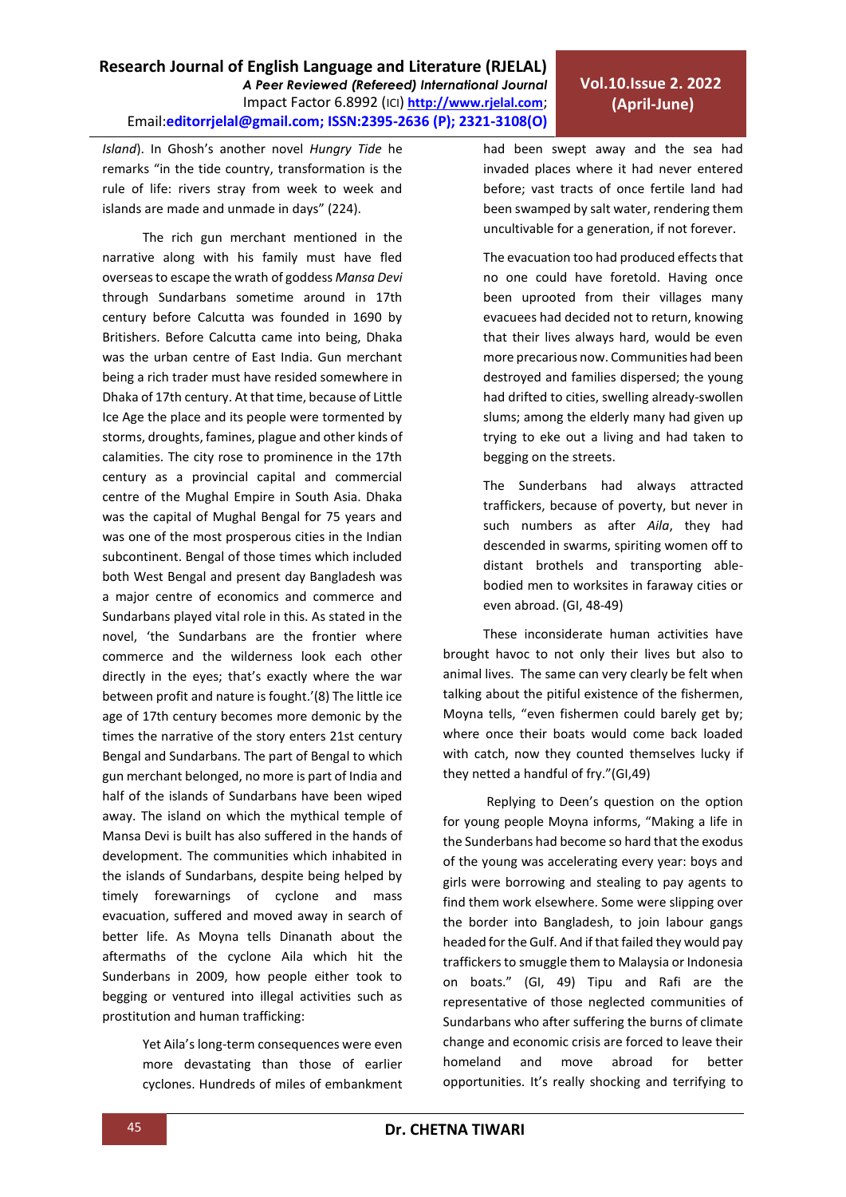*Island*). In Ghosh's another novel *Hungry Tide* he remarks "in the tide country, transformation is the rule of life: rivers stray from week to week and islands are made and unmade in days" (224).

The rich gun merchant mentioned in the narrative along with his family must have fled overseas to escape the wrath of goddess *Mansa Devi* through Sundarbans sometime around in 17th century before Calcutta was founded in 1690 by Britishers. Before Calcutta came into being, Dhaka was the urban centre of East India. Gun merchant being a rich trader must have resided somewhere in Dhaka of 17th century. At that time, because of Little Ice Age the place and its people were tormented by storms, droughts, famines, plague and other kinds of calamities. The city rose to prominence in the 17th century as a provincial capital and commercial centre of the Mughal Empire in South Asia. Dhaka was the capital of Mughal Bengal for 75 years and was one of the most prosperous cities in the Indian subcontinent. Bengal of those times which included both West Bengal and present day Bangladesh was a major centre of economics and commerce and Sundarbans played vital role in this. As stated in the novel, 'the Sundarbans are the frontier where commerce and the wilderness look each other directly in the eyes; that's exactly where the war between profit and nature is fought.'(8) The little ice age of 17th century becomes more demonic by the times the narrative of the story enters 21st century Bengal and Sundarbans. The part of Bengal to which gun merchant belonged, no more is part of India and half of the islands of Sundarbans have been wiped away. The island on which the mythical temple of Mansa Devi is built has also suffered in the hands of development. The communities which inhabited in the islands of Sundarbans, despite being helped by timely forewarnings of cyclone and mass evacuation, suffered and moved away in search of better life. As Moyna tells Dinanath about the aftermaths of the cyclone Aila which hit the Sunderbans in 2009, how people either took to begging or ventured into illegal activities such as prostitution and human trafficking:

> Yet Aila's long-term consequences were even more devastating than those of earlier cyclones. Hundreds of miles of embankment had been swept away and the sea had invaded places where it had never entered before; vast tracts of once fertile land had been swamped by salt water, rendering them uncultivable for a generation, if not forever.
>
> The evacuation too had produced effects that no one could have foretold. Having once been uprooted from their villages many evacuees had decided not to return, knowing that their lives always hard, would be even more precarious now. Communities had been destroyed and families dispersed; the young had drifted to cities, swelling already-swollen slums; among the elderly many had given up trying to eke out a living and had taken to begging on the streets.
>
> The Sunderbans had always attracted traffickers, because of poverty, but never in such numbers as after *Aila*, they had descended in swarms, spiriting women off to distant brothels and transporting able-bodied men to worksites in faraway cities or even abroad. (GI, 48-49)

These inconsiderate human activities have brought havoc to not only their lives but also to animal lives. The same can very clearly be felt when talking about the pitiful existence of the fishermen, Moyna tells, "even fishermen could barely get by; where once their boats would come back loaded with catch, now they counted themselves lucky if they netted a handful of fry."(GI,49)

Replying to Deen's question on the option for young people Moyna informs, "Making a life in the Sunderbans had become so hard that the exodus of the young was accelerating every year: boys and girls were borrowing and stealing to pay agents to find them work elsewhere. Some were slipping over the border into Bangladesh, to join labour gangs headed for the Gulf. And if that failed they would pay traffickers to smuggle them to Malaysia or Indonesia on boats." (GI, 49) Tipu and Rafi are the representative of those neglected communities of Sundarbans who after suffering the burns of climate change and economic crisis are forced to leave their homeland and move abroad for better opportunities. It's really shocking and terrifying to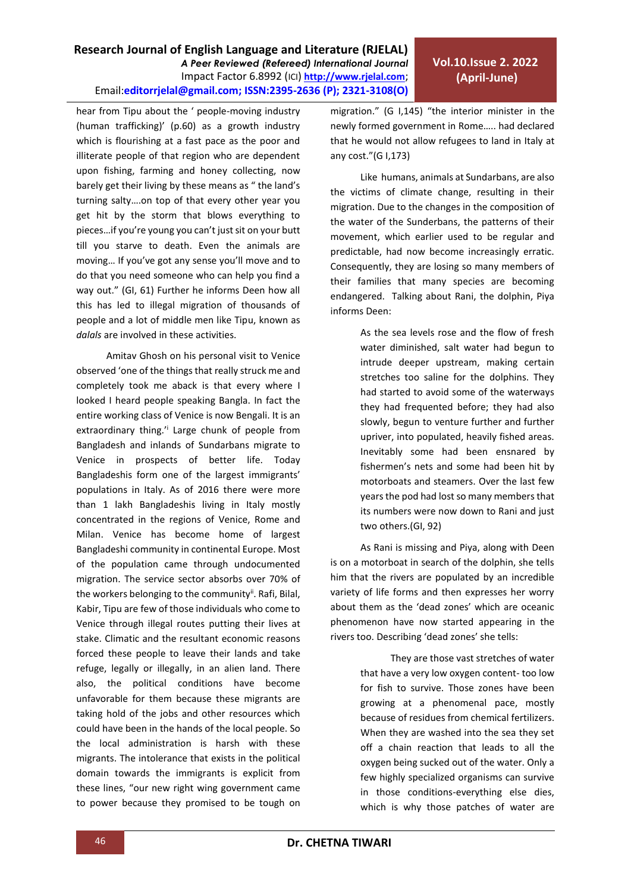hear from Tipu about the ' people-moving industry (human trafficking)' (p.60) as a growth industry which is flourishing at a fast pace as the poor and illiterate people of that region who are dependent upon fishing, farming and honey collecting, now barely get their living by these means as " the land's turning salty….on top of that every other year you get hit by the storm that blows everything to pieces…if you're young you can't just sit on your butt till you starve to death. Even the animals are moving… If you've got any sense you'll move and to do that you need someone who can help you find a way out." (GI, 61) Further he informs Deen how all this has led to illegal migration of thousands of people and a lot of middle men like Tipu, known as *dalals* are involved in these activities.

Amitav Ghosh on his personal visit to Venice observed 'one of the things that really struck me and completely took me aback is that every where I looked I heard people speaking Bangla. In fact the entire working class of Venice is now Bengali. It is an extraordinary thing.'[i] Large chunk of people from Bangladesh and inlands of Sundarbans migrate to Venice in prospects of better life. Today Bangladeshis form one of the largest immigrants' populations in Italy. As of 2016 there were more than 1 lakh Bangladeshis living in Italy mostly concentrated in the regions of Venice, Rome and Milan. Venice has become home of largest Bangladeshi community in continental Europe. Most of the population came through undocumented migration. The service sector absorbs over 70% of the workers belonging to the community[ii]. Rafi, Bilal, Kabir, Tipu are few of those individuals who come to Venice through illegal routes putting their lives at stake. Climatic and the resultant economic reasons forced these people to leave their lands and take refuge, legally or illegally, in an alien land. There also, the political conditions have become unfavorable for them because these migrants are taking hold of the jobs and other resources which could have been in the hands of the local people. So the local administration is harsh with these migrants. The intolerance that exists in the political domain towards the immigrants is explicit from these lines, "our new right wing government came to power because they promised to be tough on migration." (G I,145) "the interior minister in the newly formed government in Rome….. had declared that he would not allow refugees to land in Italy at any cost."(G I,173)

Like humans, animals at Sundarbans, are also the victims of climate change, resulting in their migration. Due to the changes in the composition of the water of the Sunderbans, the patterns of their movement, which earlier used to be regular and predictable, had now become increasingly erratic. Consequently, they are losing so many members of their families that many species are becoming endangered. Talking about Rani, the dolphin, Piya informs Deen:

> As the sea levels rose and the flow of fresh water diminished, salt water had begun to intrude deeper upstream, making certain stretches too saline for the dolphins. They had started to avoid some of the waterways they had frequented before; they had also slowly, begun to venture further and further upriver, into populated, heavily fished areas. Inevitably some had been ensnared by fishermen's nets and some had been hit by motorboats and steamers. Over the last few years the pod had lost so many members that its numbers were now down to Rani and just two others.(GI, 92)

As Rani is missing and Piya, along with Deen is on a motorboat in search of the dolphin, she tells him that the rivers are populated by an incredible variety of life forms and then expresses her worry about them as the 'dead zones' which are oceanic phenomenon have now started appearing in the rivers too. Describing 'dead zones' she tells:

> They are those vast stretches of water that have a very low oxygen content- too low for fish to survive. Those zones have been growing at a phenomenal pace, mostly because of residues from chemical fertilizers. When they are washed into the sea they set off a chain reaction that leads to all the oxygen being sucked out of the water. Only a few highly specialized organisms can survive in those conditions-everything else dies, which is why those patches of water are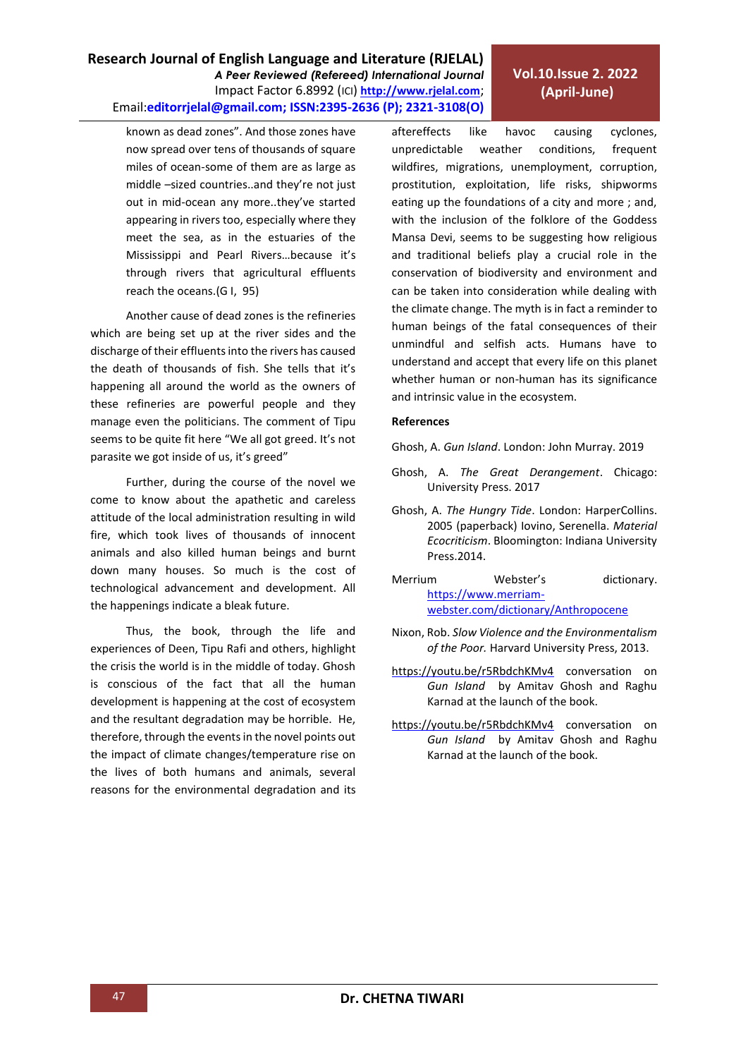known as dead zones". And those zones have now spread over tens of thousands of square miles of ocean-some of them are as large as middle –sized countries..and they're not just out in mid-ocean any more..they've started appearing in rivers too, especially where they meet the sea, as in the estuaries of the Mississippi and Pearl Rivers…because it's through rivers that agricultural effluents reach the oceans.(G I, 95)

Another cause of dead zones is the refineries which are being set up at the river sides and the discharge of their effluents into the rivers has caused the death of thousands of fish. She tells that it's happening all around the world as the owners of these refineries are powerful people and they manage even the politicians. The comment of Tipu seems to be quite fit here "We all got greed. It's not parasite we got inside of us, it's greed"

Further, during the course of the novel we come to know about the apathetic and careless attitude of the local administration resulting in wild fire, which took lives of thousands of innocent animals and also killed human beings and burnt down many houses. So much is the cost of technological advancement and development. All the happenings indicate a bleak future.

Thus, the book, through the life and experiences of Deen, Tipu Rafi and others, highlight the crisis the world is in the middle of today. Ghosh is conscious of the fact that all the human development is happening at the cost of ecosystem and the resultant degradation may be horrible. He, therefore, through the events in the novel points out the impact of climate changes/temperature rise on the lives of both humans and animals, several reasons for the environmental degradation and its aftereffects like havoc causing cyclones, unpredictable weather conditions, frequent wildfires, migrations, unemployment, corruption, prostitution, exploitation, life risks, shipworms eating up the foundations of a city and more ; and, with the inclusion of the folklore of the Goddess Mansa Devi, seems to be suggesting how religious and traditional beliefs play a crucial role in the conservation of biodiversity and environment and can be taken into consideration while dealing with the climate change. The myth is in fact a reminder to human beings of the fatal consequences of their unmindful and selfish acts. Humans have to understand and accept that every life on this planet whether human or non-human has its significance and intrinsic value in the ecosystem.

**References**

Ghosh, A. *Gun Island*. London: John Murray. 2019

Ghosh, A. *The Great Derangement*. Chicago: University Press. 2017

Ghosh, A. *The Hungry Tide*. London: HarperCollins. 2005 (paperback) Iovino, Serenella. *Material Ecocriticism*. Bloomington: Indiana University Press.2014.

Merrium Webster's dictionary. https://www.merriam-webster.com/dictionary/Anthropocene

Nixon, Rob. *Slow Violence and the Environmentalism of the Poor.* Harvard University Press, 2013.

https://youtu.be/r5RbdchKMv4 conversation on *Gun Island* by Amitav Ghosh and Raghu Karnad at the launch of the book.

https://youtu.be/r5RbdchKMv4 conversation on *Gun Island* by Amitav Ghosh and Raghu Karnad at the launch of the book.